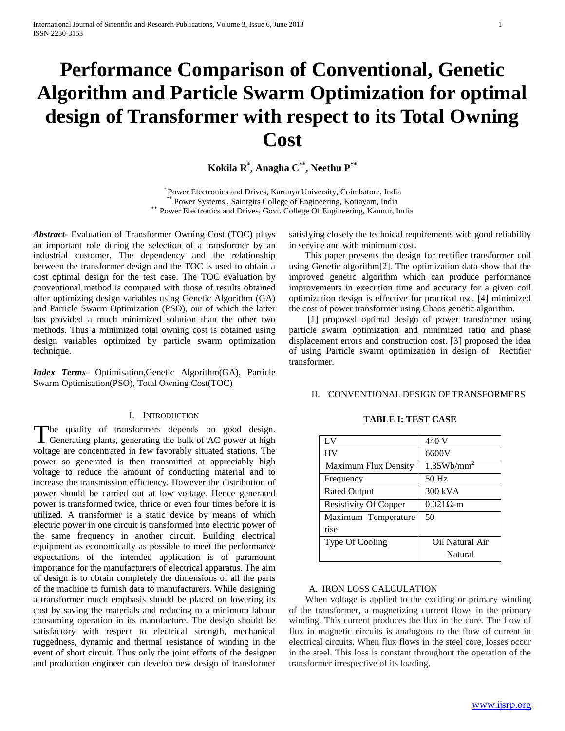# Performance Comparison of Conventional, Genetic Algorithm and Particle Swarm Optimization for optimal design of Transformer with respect to its Total Owning Cost

**Kokila R[*], Anagha C[**], Neethu P[**]**

[*] Power Electronics and Drives, Karunya University, Coimbatore, India
[**] Power Systems , Saintgits College of Engineering, Kottayam, India
[**] Power Electronics and Drives, Govt. College Of Engineering, Kannur, India

***Abstract*-** Evaluation of Transformer Owning Cost (TOC) plays an important role during the selection of a transformer by an industrial customer. The dependency and the relationship between the transformer design and the TOC is used to obtain a cost optimal design for the test case. The TOC evaluation by conventional method is compared with those of results obtained after optimizing design variables using Genetic Algorithm (GA) and Particle Swarm Optimization (PSO), out of which the latter has provided a much minimized solution than the other two methods. Thus a minimized total owning cost is obtained using design variables optimized by particle swarm optimization technique.

***Index Terms*-** Optimisation,Genetic Algorithm(GA), Particle Swarm Optimisation(PSO), Total Owning Cost(TOC)

## I. INTRODUCTION

The quality of transformers depends on good design. Generating plants, generating the bulk of AC power at high voltage are concentrated in few favorably situated stations. The power so generated is then transmitted at appreciably high voltage to reduce the amount of conducting material and to increase the transmission efficiency. However the distribution of power should be carried out at low voltage. Hence generated power is transformed twice, thrice or even four times before it is utilized. A transformer is a static device by means of which electric power in one circuit is transformed into electric power of the same frequency in another circuit. Building electrical equipment as economically as possible to meet the performance expectations of the intended application is of paramount importance for the manufacturers of electrical apparatus. The aim of design is to obtain completely the dimensions of all the parts of the machine to furnish data to manufacturers. While designing a transformer much emphasis should be placed on lowering its cost by saving the materials and reducing to a minimum labour consuming operation in its manufacture. The design should be satisfactory with respect to electrical strength, mechanical ruggedness, dynamic and thermal resistance of winding in the event of short circuit. Thus only the joint efforts of the designer and production engineer can develop new design of transformer satisfying closely the technical requirements with good reliability in service and with minimum cost.

This paper presents the design for rectifier transformer coil using Genetic algorithm[2]. The optimization data show that the improved genetic algorithm which can produce performance improvements in execution time and accuracy for a given coil optimization design is effective for practical use. [4] minimized the cost of power transformer using Chaos genetic algorithm.

[1] proposed optimal design of power transformer using particle swarm optimization and minimized ratio and phase displacement errors and construction cost. [3] proposed the idea of using Particle swarm optimization in design of Rectifier transformer.

## II. CONVENTIONAL DESIGN OF TRANSFORMERS

**TABLE I: TEST CASE**

| | |
|---|---|
| LV | 440 V |
| HV | 6600V |
| Maximum Flux Density | $1.35 Wb/mm^2$ |
| Frequency | 50 Hz |
| Rated Output | 300 kVA |
| Resistivity Of Copper | $0.021\Omega$-m |
| Maximum Temperature rise | 50 |
| Type Of Cooling | Oil Natural Air Natural |

### A. IRON LOSS CALCULATION

When voltage is applied to the exciting or primary winding of the transformer, a magnetizing current flows in the primary winding. This current produces the flux in the core. The flow of flux in magnetic circuits is analogous to the flow of current in electrical circuits. When flux flows in the steel core, losses occur in the steel. This loss is constant throughout the operation of the transformer irrespective of its loading.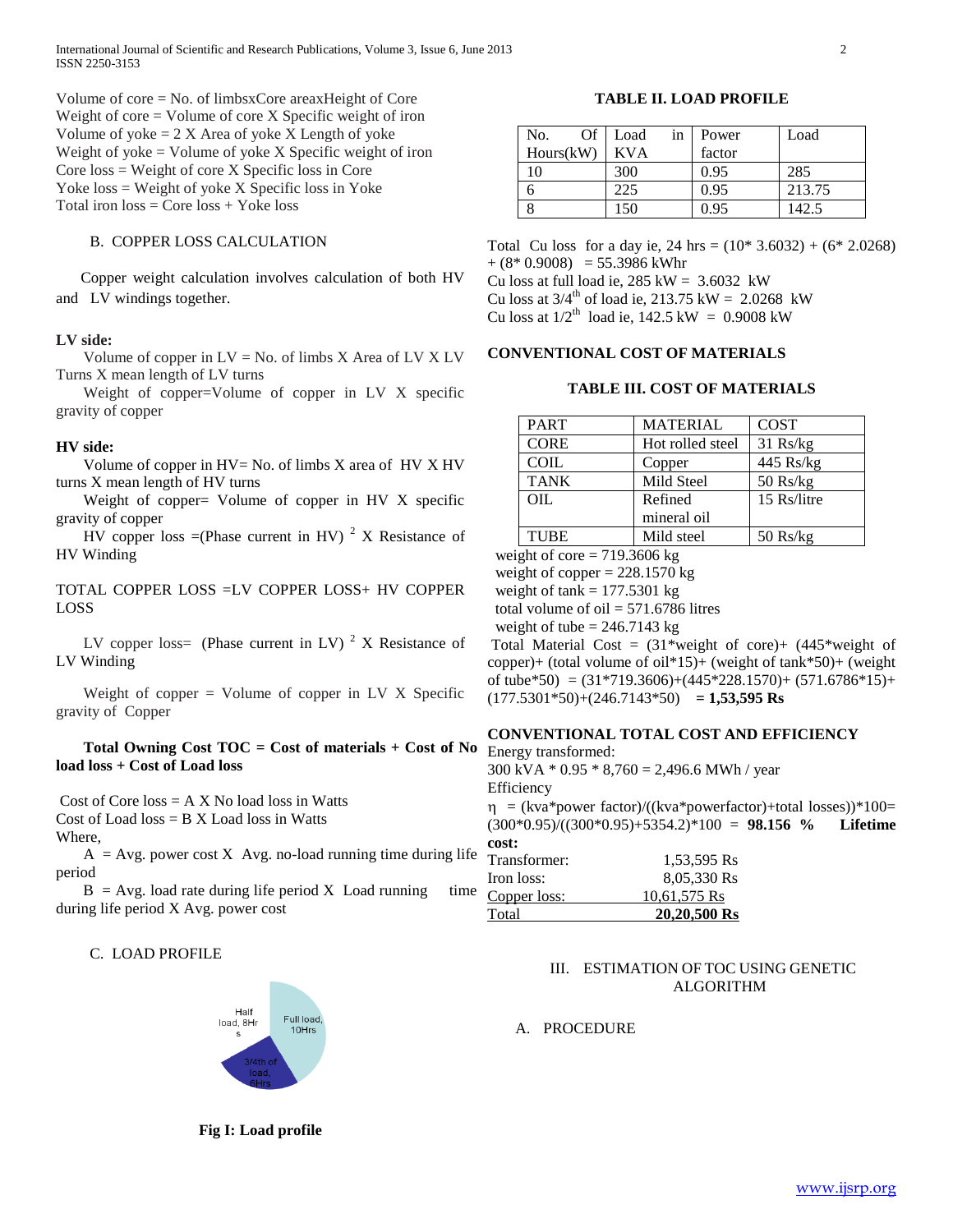Volume of core = No. of limbsxCore areaxHeight of Core
Weight of core = Volume of core X Specific weight of iron
Volume of yoke = 2 X Area of yoke X Length of yoke
Weight of yoke = Volume of yoke X Specific weight of iron
Core loss = Weight of core X Specific loss in Core
Yoke loss = Weight of yoke X Specific loss in Yoke
Total iron loss = Core loss + Yoke loss

### B. COPPER LOSS CALCULATION

Copper weight calculation involves calculation of both HV and LV windings together.

**LV side:**

Volume of copper in LV = No. of limbs X Area of LV X LV Turns X mean length of LV turns

Weight of copper=Volume of copper in LV X specific gravity of copper

**HV side:**

Volume of copper in HV= No. of limbs X area of HV X HV turns X mean length of HV turns

Weight of copper= Volume of copper in HV X specific gravity of copper

HV copper loss =(Phase current in HV) $^2$ X Resistance of HV Winding

TOTAL COPPER LOSS =LV COPPER LOSS+ HV COPPER LOSS

LV copper loss= (Phase current in LV) $^2$ X Resistance of LV Winding

Weight of copper = Volume of copper in LV X Specific gravity of Copper

**Total Owning Cost TOC = Cost of materials + Cost of No load loss + Cost of Load loss**

Cost of Core loss = A X No load loss in Watts
Cost of Load loss = B X Load loss in Watts
Where,

A = Avg. power cost X Avg. no-load running time during life period

B = Avg. load rate during life period X Load running time during life period X Avg. power cost

### C. LOAD PROFILE

Fig I: Load profile

**TABLE II. LOAD PROFILE**

| No. Of Hours(kW) | Load in KVA | Power factor | Load |
|---|---|---|---|
| 10 | 300 | 0.95 | 285 |
| 6 | 225 | 0.95 | 213.75 |
| 8 | 150 | 0.95 | 142.5 |

Total Cu loss for a day ie, 24 hrs = (10* 3.6032) + (6* 2.0268) + (8* 0.9008) = 55.3986 kWhr
Cu loss at full load ie, 285 kW = 3.6032 kW
Cu loss at 3/4$^{th}$ of load ie, 213.75 kW = 2.0268 kW
Cu loss at 1/2$^{th}$ load ie, 142.5 kW = 0.9008 kW

**CONVENTIONAL COST OF MATERIALS**

**TABLE III. COST OF MATERIALS**

| PART | MATERIAL | COST |
|---|---|---|
| CORE | Hot rolled steel | 31 Rs/kg |
| COIL | Copper | 445 Rs/kg |
| TANK | Mild Steel | 50 Rs/kg |
| OIL | Refined mineral oil | 15 Rs/litre |
| TUBE | Mild steel | 50 Rs/kg |

weight of core = 719.3606 kg
weight of copper = 228.1570 kg
weight of tank = 177.5301 kg
total volume of oil = 571.6786 litres
weight of tube = 246.7143 kg

Total Material Cost = (31*weight of core)+ (445*weight of copper)+ (total volume of oil*15)+ (weight of tank*50)+ (weight of tube*50) = (31*719.3606)+(445*228.1570)+ (571.6786*15)+ (177.5301*50)+(246.7143*50) **= 1,53,595 Rs**

**CONVENTIONAL TOTAL COST AND EFFICIENCY**

Energy transformed:
300 kVA * 0.95 * 8,760 = 2,496.6 MWh / year
Efficiency
η = (kva*power factor)/((kva*powerfactor)+total losses))*100= (300*0.95)/((300*0.95)+5354.2)*100 = **98.156 %** **Lifetime cost:**

| | |
|---|---|
| Transformer: | 1,53,595 Rs |
| Iron loss: | 8,05,330 Rs |
| Copper loss: | 10,61,575 Rs |
| Total | **20,20,500 Rs** |

## III. ESTIMATION OF TOC USING GENETIC ALGORITHM

### A. PROCEDURE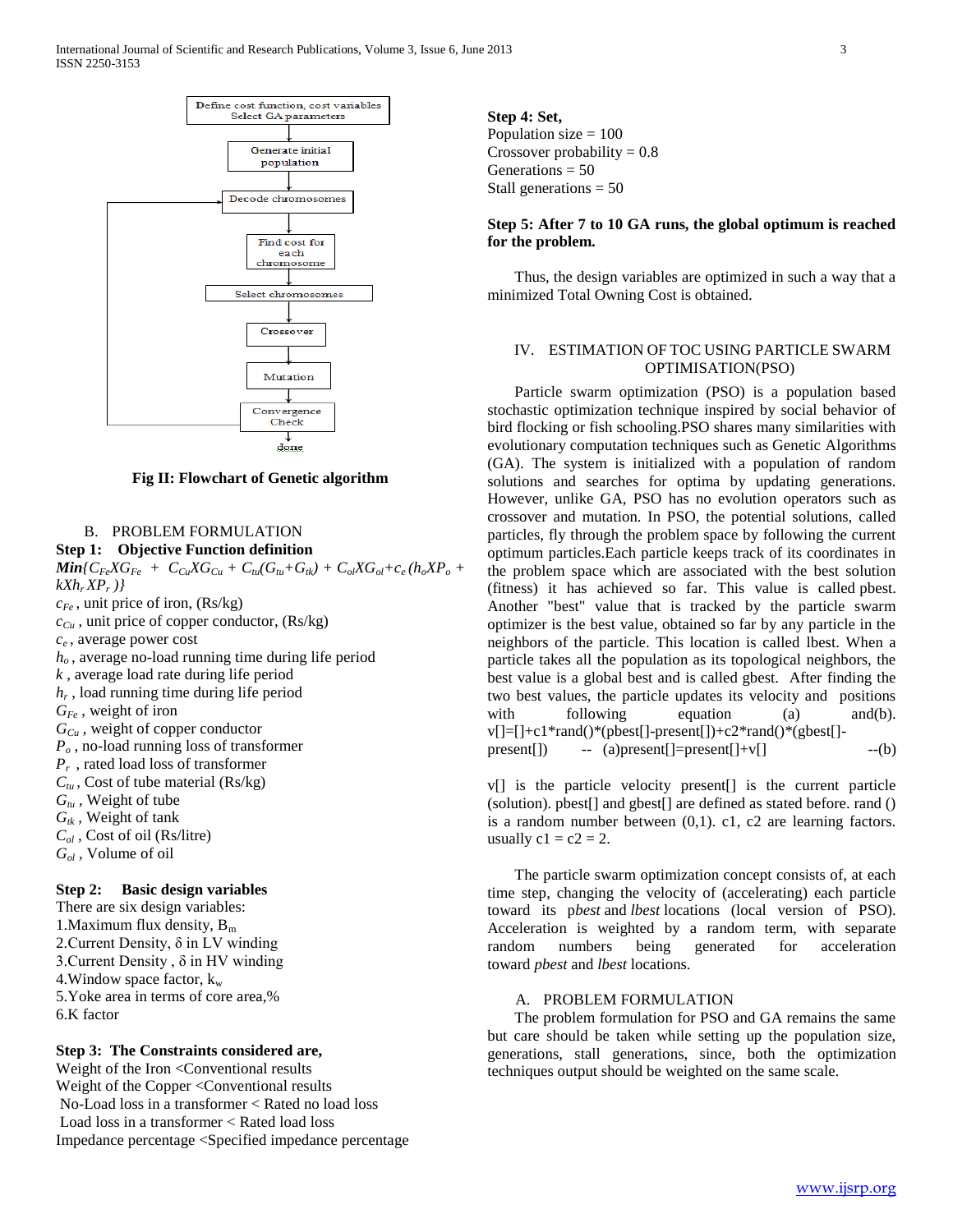Define cost function, cost variables
Select GA parameters

Generate initial population

Decode chromosomes

Find cost for each chromosome

Select chromosomes

Crossover

Mutation

Convergence Check

done

**Fig II: Flowchart of Genetic algorithm**

## B. PROBLEM FORMULATION

**Step 1: Objective Function definition**

$$\textbf{Min}\{C_{Fe}XG_{Fe} + C_{Cu}XG_{Cu} + C_{tu}(G_{tu}+G_{tk}) + C_{ol}XG_{ol}+c_e(h_oXP_o + kXh_rXP_r)\}$$

$c_{Fe}$ , unit price of iron, (Rs/kg)
$c_{Cu}$ , unit price of copper conductor, (Rs/kg)
$c_e$ , average power cost
$h_o$ , average no-load running time during life period
$k$ , average load rate during life period
$h_r$ , load running time during life period
$G_{Fe}$ , weight of iron
$G_{Cu}$ , weight of copper conductor
$P_o$ , no-load running loss of transformer
$P_r$ , rated load loss of transformer
$C_{tu}$ , Cost of tube material (Rs/kg)
$G_{tu}$ , Weight of tube
$G_{tk}$ , Weight of tank
$C_{ol}$ , Cost of oil (Rs/litre)
$G_{ol}$ , Volume of oil

**Step 2: Basic design variables**

There are six design variables:
1.Maximum flux density, $B_m$
2.Current Density, $\delta$ in LV winding
3.Current Density , $\delta$ in HV winding
4.Window space factor, $k_w$
5.Yoke area in terms of core area,%
6.K factor

**Step 3: The Constraints considered are,**

Weight of the Iron <Conventional results
Weight of the Copper <Conventional results
No-Load loss in a transformer < Rated no load loss
Load loss in a transformer < Rated load loss
Impedance percentage <Specified impedance percentage

**Step 4: Set,**

Population size = 100
Crossover probability = 0.8
Generations = 50
Stall generations = 50

**Step 5: After 7 to 10 GA runs, the global optimum is reached for the problem.**

Thus, the design variables are optimized in such a way that a minimized Total Owning Cost is obtained.

# IV. ESTIMATION OF TOC USING PARTICLE SWARM OPTIMISATION(PSO)

Particle swarm optimization (PSO) is a population based stochastic optimization technique inspired by social behavior of bird flocking or fish schooling.PSO shares many similarities with evolutionary computation techniques such as Genetic Algorithms (GA). The system is initialized with a population of random solutions and searches for optima by updating generations. However, unlike GA, PSO has no evolution operators such as crossover and mutation. In PSO, the potential solutions, called particles, fly through the problem space by following the current optimum particles.Each particle keeps track of its coordinates in the problem space which are associated with the best solution (fitness) it has achieved so far. This value is called pbest. Another "best" value that is tracked by the particle swarm optimizer is the best value, obtained so far by any particle in the neighbors of the particle. This location is called lbest. When a particle takes all the population as its topological neighbors, the best value is a global best and is called gbest. After finding the two best values, the particle updates its velocity and positions with following equation (a) and(b).

v[]=[]+c1*rand()*(pbest[]-present[])+c2*rand()*(gbest[]-present[])  -- (a)present[]=present[]+v[]  --(b)

v[] is the particle velocity present[] is the current particle (solution). pbest[] and gbest[] are defined as stated before. rand () is a random number between (0,1). c1, c2 are learning factors. usually c1 = c2 = 2.

The particle swarm optimization concept consists of, at each time step, changing the velocity of (accelerating) each particle toward its p*best* and *lbest* locations (local version of PSO). Acceleration is weighted by a random term, with separate random numbers being generated for acceleration toward *pbest* and *lbest* locations.

## A. PROBLEM FORMULATION

The problem formulation for PSO and GA remains the same but care should be taken while setting up the population size, generations, stall generations, since, both the optimization techniques output should be weighted on the same scale.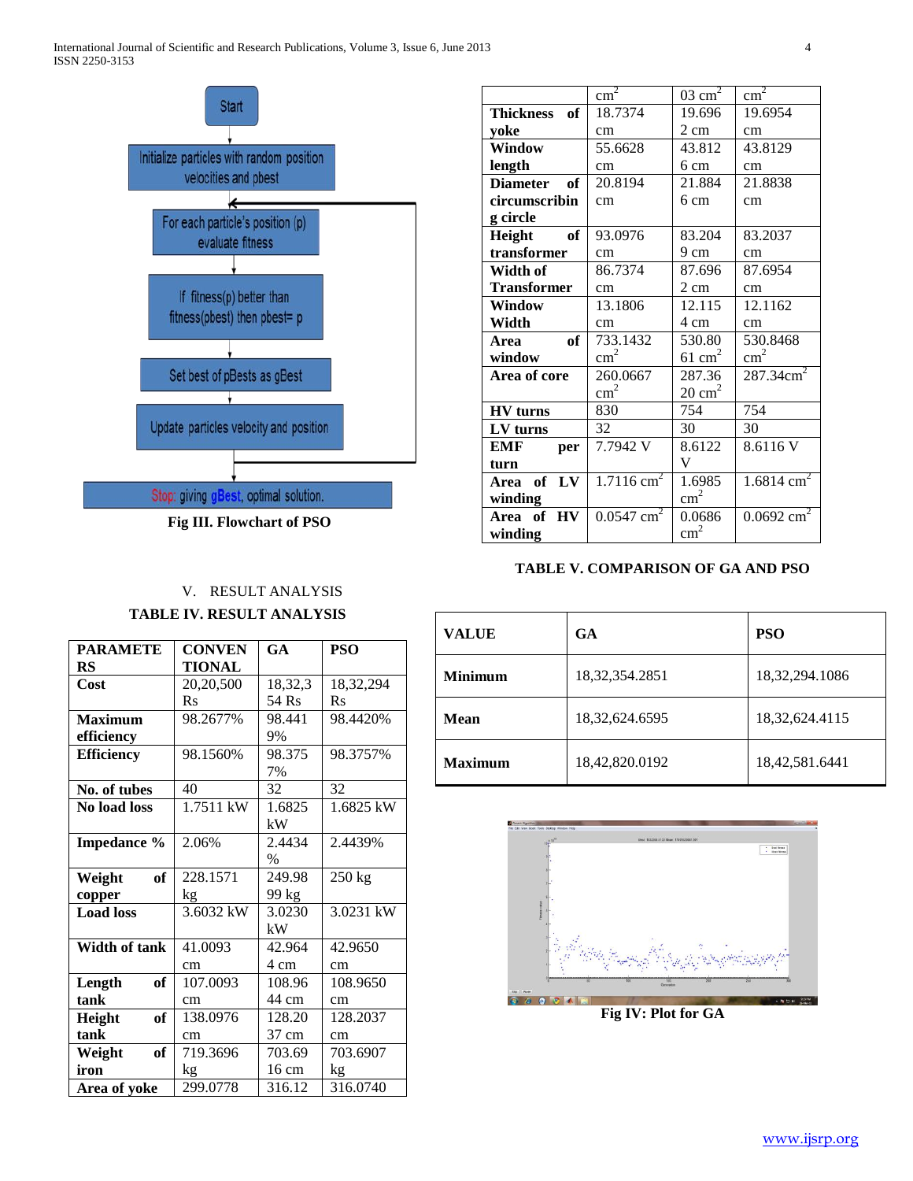Fig III. Flowchart of PSO

## V. RESULT ANALYSIS

**TABLE IV. RESULT ANALYSIS**

| PARAMETERS | CONVENTIONAL | GA | PSO |
|---|---|---|---|
| **Cost** | 20,20,500 Rs | 18,32,354 Rs | 18,32,294 Rs |
| **Maximum efficiency** | 98.2677% | 98.4419% | 98.4420% |
| **Efficiency** | 98.1560% | 98.3757% | 98.3757% |
| **No. of tubes** | 40 | 32 | 32 |
| **No load loss** | 1.7511 kW | 1.6825 kW | 1.6825 kW |
| **Impedance %** | 2.06% | 2.4434 % | 2.4439% |
| **Weight of copper** | 228.1571 kg | 249.9899 kg | 250 kg |
| **Load loss** | 3.6032 kW | 3.0230 kW | 3.0231 kW |
| **Width of tank** | 41.0093 cm | 42.9644 cm | 42.9650 cm |
| **Length of tank** | 107.0093 cm | 108.9644 cm | 108.9650 cm |
| **Height of tank** | 138.0976 cm | 128.2037 cm | 128.2037 cm |
| **Weight of iron** | 719.3696 kg | 703.6916 cm | 703.6907 kg |
| **Area of yoke** | 299.0778 $cm^2$ | 316.1203 $cm^2$ | 316.0740 $cm^2$ |
| **Thickness of yoke** | 18.7374 cm | 19.6962 cm | 19.6954 cm |
| **Window length** | 55.6628 cm | 43.8126 cm | 43.8129 cm |
| **Diameter of circumscribing circle** | 20.8194 cm | 21.8846 cm | 21.8838 cm |
| **Height of transformer** | 93.0976 cm | 83.2049 cm | 83.2037 cm |
| **Width of Transformer** | 86.7374 cm | 87.6962 cm | 87.6954 cm |
| **Window Width** | 13.1806 cm | 12.1154 cm | 12.1162 cm |
| **Area of window** | 733.1432 $cm^2$ | 530.8061 $cm^2$ | 530.8468 $cm^2$ |
| **Area of core** | 260.0667 $cm^2$ | 287.3620 $cm^2$ | 287.34 $cm^2$ |
| **HV turns** | 830 | 754 | 754 |
| **LV turns** | 32 | 30 | 30 |
| **EMF per turn** | 7.7942 V | 8.6122 V | 8.6116 V |
| **Area of LV winding** | 1.7116 $cm^2$ | 1.6985 $cm^2$ | 1.6814 $cm^2$ |
| **Area of HV winding** | 0.0547 $cm^2$ | 0.0686 $cm^2$ | 0.0692 $cm^2$ |

**TABLE V. COMPARISON OF GA AND PSO**

| VALUE | GA | PSO |
|---|---|---|
| **Minimum** | 18,32,354.2851 | 18,32,294.1086 |
| **Mean** | 18,32,624.6595 | 18,32,624.4115 |
| **Maximum** | 18,42,820.0192 | 18,42,581.6441 |

Fig IV: Plot for GA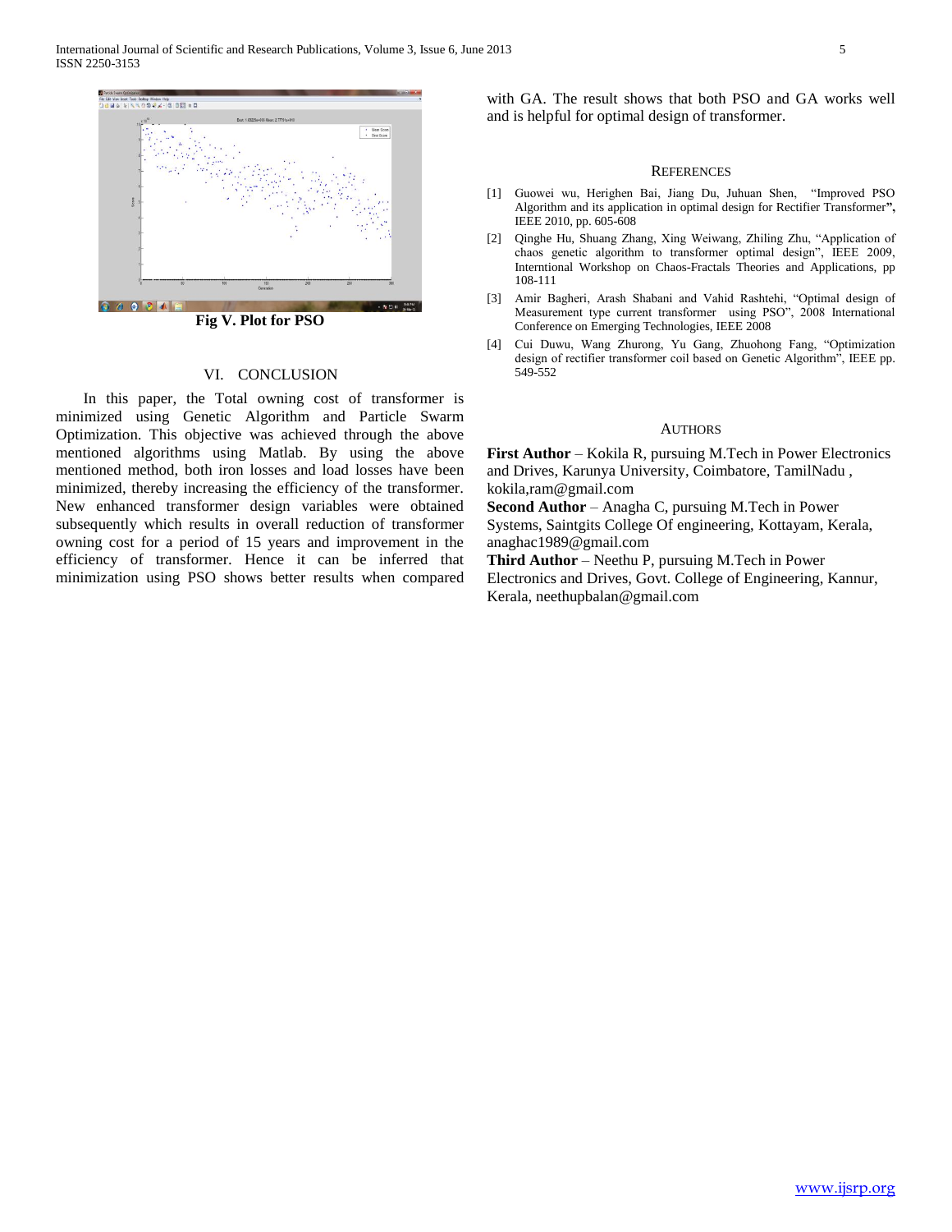Fig V. Plot for PSO

## VI. CONCLUSION

In this paper, the Total owning cost of transformer is minimized using Genetic Algorithm and Particle Swarm Optimization. This objective was achieved through the above mentioned algorithms using Matlab. By using the above mentioned method, both iron losses and load losses have been minimized, thereby increasing the efficiency of the transformer. New enhanced transformer design variables were obtained subsequently which results in overall reduction of transformer owning cost for a period of 15 years and improvement in the efficiency of transformer. Hence it can be inferred that minimization using PSO shows better results when compared with GA. The result shows that both PSO and GA works well and is helpful for optimal design of transformer.

## REFERENCES

[1] Guowei wu, Herighen Bai, Jiang Du, Juhuan Shen, "Improved PSO Algorithm and its application in optimal design for Rectifier Transformer", IEEE 2010, pp. 605-608

[2] Qinghe Hu, Shuang Zhang, Xing Weiwang, Zhiling Zhu, "Application of chaos genetic algorithm to transformer optimal design", IEEE 2009, Interntional Workshop on Chaos-Fractals Theories and Applications, pp 108-111

[3] Amir Bagheri, Arash Shabani and Vahid Rashtehi, "Optimal design of Measurement type current transformer using PSO", 2008 International Conference on Emerging Technologies, IEEE 2008

[4] Cui Duwu, Wang Zhurong, Yu Gang, Zhuohong Fang, "Optimization design of rectifier transformer coil based on Genetic Algorithm", IEEE pp. 549-552

## AUTHORS

**First Author** – Kokila R, pursuing M.Tech in Power Electronics and Drives, Karunya University, Coimbatore, TamilNadu , kokila,ram@gmail.com

**Second Author** – Anagha C, pursuing M.Tech in Power Systems, Saintgits College Of engineering, Kottayam, Kerala, anaghac1989@gmail.com

**Third Author** – Neethu P, pursuing M.Tech in Power Electronics and Drives, Govt. College of Engineering, Kannur, Kerala, neethupbalan@gmail.com